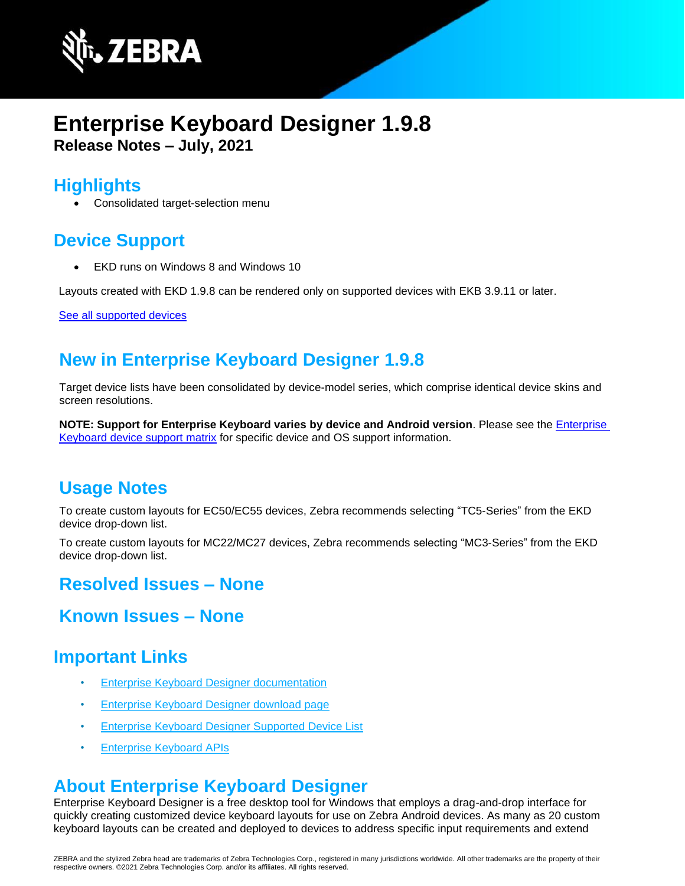# Enterprise Keyboard Designer 1.9.8

**Release Notes – July, 2021**

## Highlights

- Consolidated target-selection menu

## Device Support

- EKD runs on Windows 8 and Windows 10

Layouts created with EKD 1.9.8 can be rendered only on supported devices with EKB 3.9.11 or later.

[See all supported devices]

## New in Enterprise Keyboard Designer 1.9.8

Target device lists have been consolidated by device-model series, which comprise identical device skins and screen resolutions.

**NOTE: Support for Enterprise Keyboard varies by device and Android version**. Please see the Enterprise Keyboard device support matrix for specific device and OS support information.

## Usage Notes

To create custom layouts for EC50/EC55 devices, Zebra recommends selecting "TC5-Series" from the EKD device drop-down list.

To create custom layouts for MC22/MC27 devices, Zebra recommends selecting "MC3-Series" from the EKD device drop-down list.

## Resolved Issues – None

## Known Issues – None

## Important Links

- Enterprise Keyboard Designer documentation
- Enterprise Keyboard Designer download page
- Enterprise Keyboard Designer Supported Device List
- Enterprise Keyboard APIs

## About Enterprise Keyboard Designer

Enterprise Keyboard Designer is a free desktop tool for Windows that employs a drag-and-drop interface for quickly creating customized device keyboard layouts for use on Zebra Android devices. As many as 20 custom keyboard layouts can be created and deployed to devices to address specific input requirements and extend

ZEBRA and the stylized Zebra head are trademarks of Zebra Technologies Corp., registered in many jurisdictions worldwide. All other trademarks are the property of their respective owners. ©2021 Zebra Technologies Corp. and/or its affiliates. All rights reserved.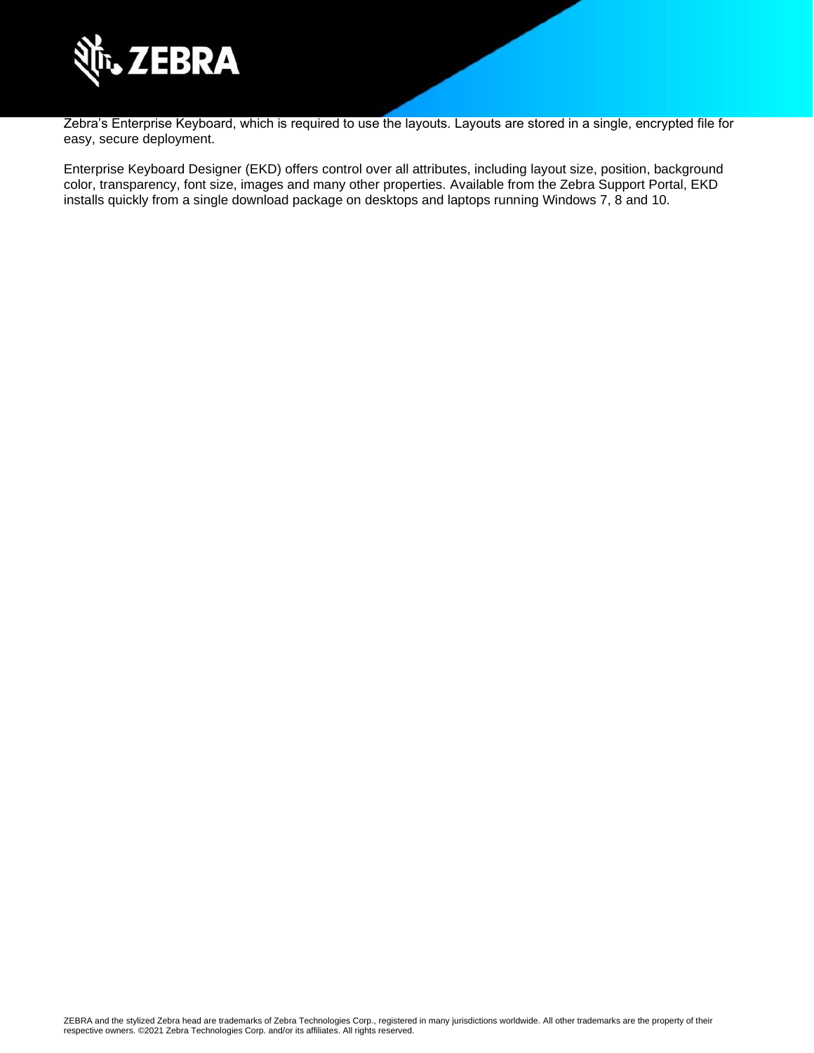Zebra's Enterprise Keyboard, which is required to use the layouts. Layouts are stored in a single, encrypted file for easy, secure deployment.

Enterprise Keyboard Designer (EKD) offers control over all attributes, including layout size, position, background color, transparency, font size, images and many other properties. Available from the Zebra Support Portal, EKD installs quickly from a single download package on desktops and laptops running Windows 7, 8 and 10.

ZEBRA and the stylized Zebra head are trademarks of Zebra Technologies Corp., registered in many jurisdictions worldwide. All other trademarks are the property of their respective owners. ©2021 Zebra Technologies Corp. and/or its affiliates. All rights reserved.